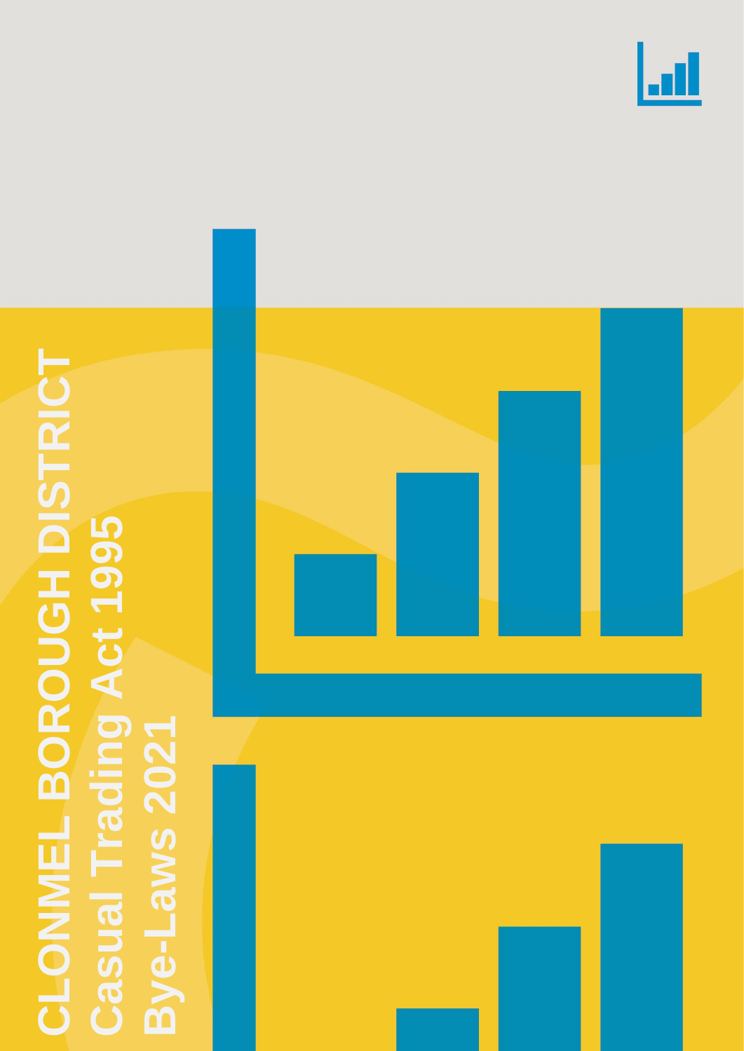# CLONMEL BOROUGH DISTRICT

## Casual Trading Act 1995

## Bye-Laws 2021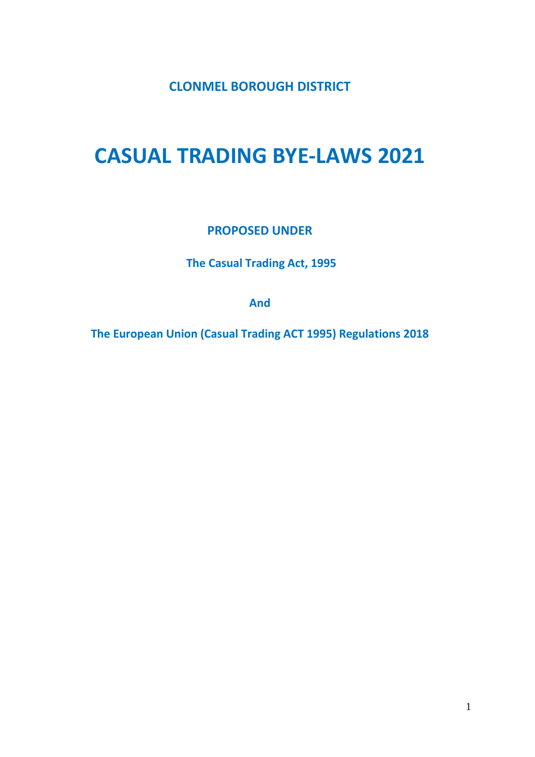**CLONMEL BOROUGH DISTRICT**

# CASUAL TRADING BYE-LAWS 2021

**PROPOSED UNDER**

**The Casual Trading Act, 1995**

**And**

**The European Union (Casual Trading ACT 1995) Regulations 2018**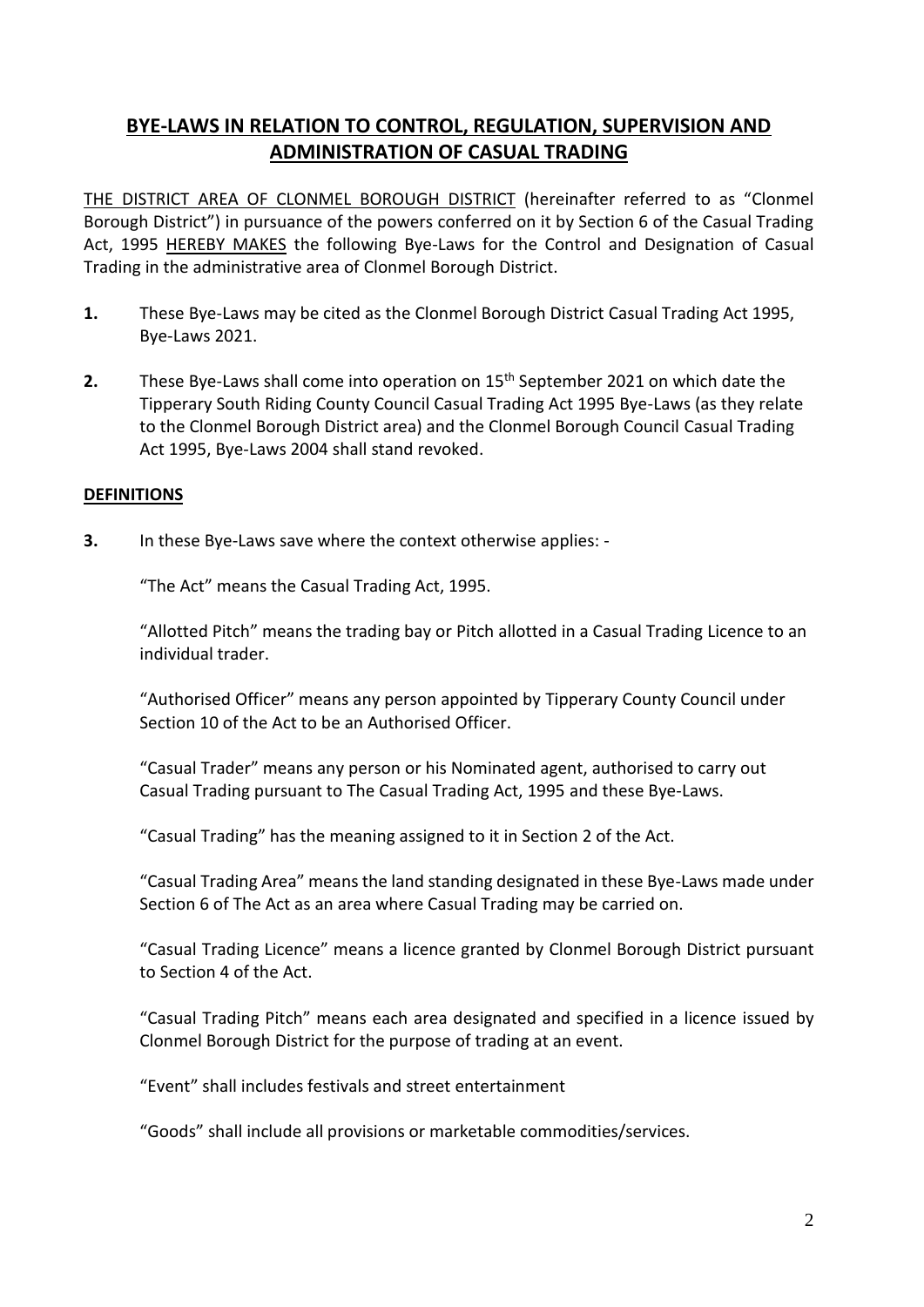## BYE-LAWS IN RELATION TO CONTROL, REGULATION, SUPERVISION AND ADMINISTRATION OF CASUAL TRADING

THE DISTRICT AREA OF CLONMEL BOROUGH DISTRICT (hereinafter referred to as "Clonmel Borough District") in pursuance of the powers conferred on it by Section 6 of the Casual Trading Act, 1995 HEREBY MAKES the following Bye-Laws for the Control and Designation of Casual Trading in the administrative area of Clonmel Borough District.

**1.** These Bye-Laws may be cited as the Clonmel Borough District Casual Trading Act 1995, Bye-Laws 2021.

**2.** These Bye-Laws shall come into operation on 15th September 2021 on which date the Tipperary South Riding County Council Casual Trading Act 1995 Bye-Laws (as they relate to the Clonmel Borough District area) and the Clonmel Borough Council Casual Trading Act 1995, Bye-Laws 2004 shall stand revoked.

### DEFINITIONS

**3.** In these Bye-Laws save where the context otherwise applies: -

"The Act" means the Casual Trading Act, 1995.

"Allotted Pitch" means the trading bay or Pitch allotted in a Casual Trading Licence to an individual trader.

"Authorised Officer" means any person appointed by Tipperary County Council under Section 10 of the Act to be an Authorised Officer.

"Casual Trader" means any person or his Nominated agent, authorised to carry out Casual Trading pursuant to The Casual Trading Act, 1995 and these Bye-Laws.

"Casual Trading" has the meaning assigned to it in Section 2 of the Act.

"Casual Trading Area" means the land standing designated in these Bye-Laws made under Section 6 of The Act as an area where Casual Trading may be carried on.

"Casual Trading Licence" means a licence granted by Clonmel Borough District pursuant to Section 4 of the Act.

"Casual Trading Pitch" means each area designated and specified in a licence issued by Clonmel Borough District for the purpose of trading at an event.

"Event" shall includes festivals and street entertainment

"Goods" shall include all provisions or marketable commodities/services.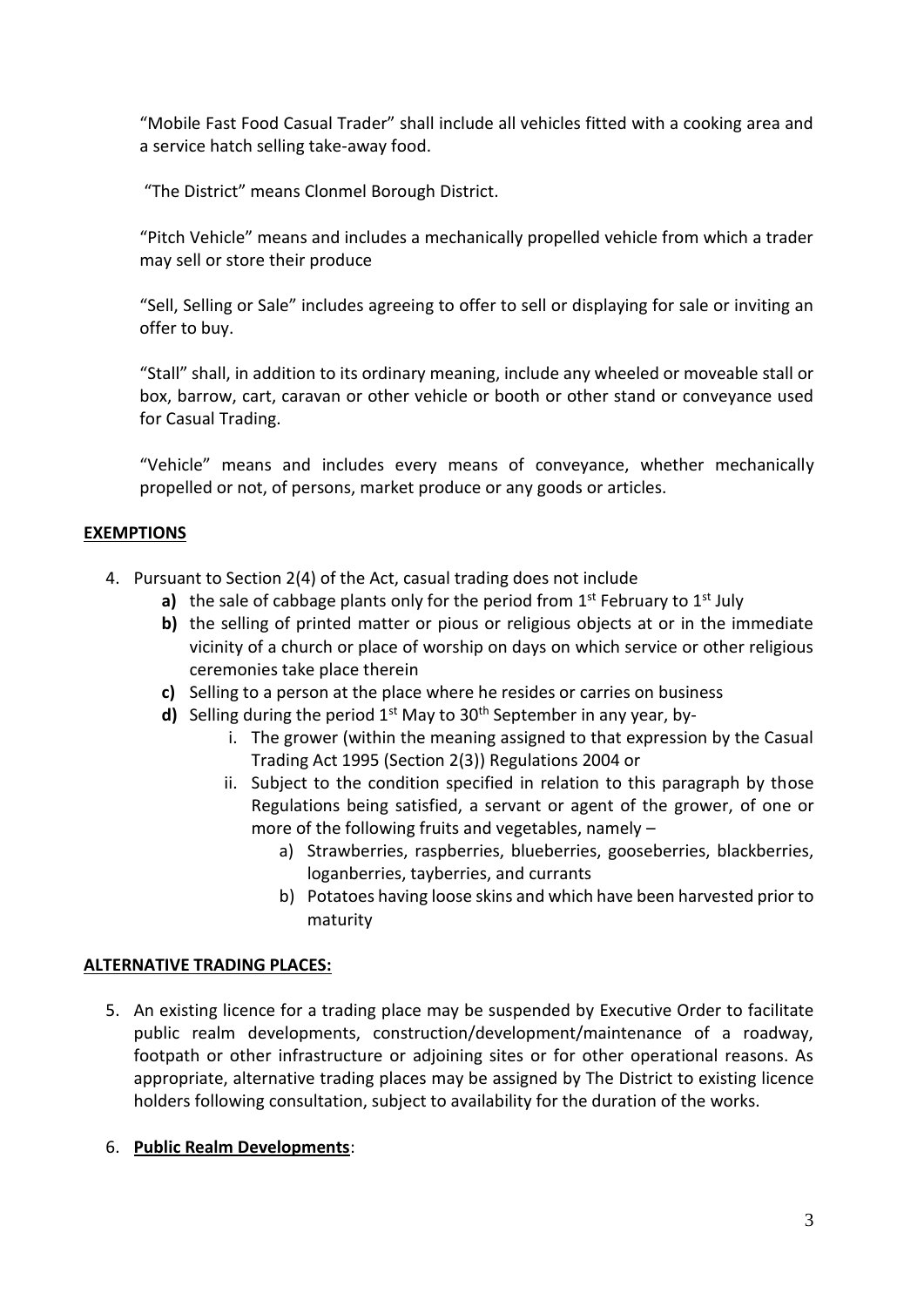"Mobile Fast Food Casual Trader" shall include all vehicles fitted with a cooking area and a service hatch selling take-away food.

"The District" means Clonmel Borough District.

"Pitch Vehicle" means and includes a mechanically propelled vehicle from which a trader may sell or store their produce

"Sell, Selling or Sale" includes agreeing to offer to sell or displaying for sale or inviting an offer to buy.

"Stall" shall, in addition to its ordinary meaning, include any wheeled or moveable stall or box, barrow, cart, caravan or other vehicle or booth or other stand or conveyance used for Casual Trading.

"Vehicle" means and includes every means of conveyance, whether mechanically propelled or not, of persons, market produce or any goods or articles.

**EXEMPTIONS**

4. Pursuant to Section 2(4) of the Act, casual trading does not include
   **a)** the sale of cabbage plants only for the period from 1st February to 1st July
   **b)** the selling of printed matter or pious or religious objects at or in the immediate vicinity of a church or place of worship on days on which service or other religious ceremonies take place therein
   **c)** Selling to a person at the place where he resides or carries on business
   **d)** Selling during the period 1st May to 30th September in any year, by-
      i. The grower (within the meaning assigned to that expression by the Casual Trading Act 1995 (Section 2(3)) Regulations 2004 or
      ii. Subject to the condition specified in relation to this paragraph by those Regulations being satisfied, a servant or agent of the grower, of one or more of the following fruits and vegetables, namely –
         a) Strawberries, raspberries, blueberries, gooseberries, blackberries, loganberries, tayberries, and currants
         b) Potatoes having loose skins and which have been harvested prior to maturity

**ALTERNATIVE TRADING PLACES:**

5. An existing licence for a trading place may be suspended by Executive Order to facilitate public realm developments, construction/development/maintenance of a roadway, footpath or other infrastructure or adjoining sites or for other operational reasons. As appropriate, alternative trading places may be assigned by The District to existing licence holders following consultation, subject to availability for the duration of the works.

6. **Public Realm Developments**: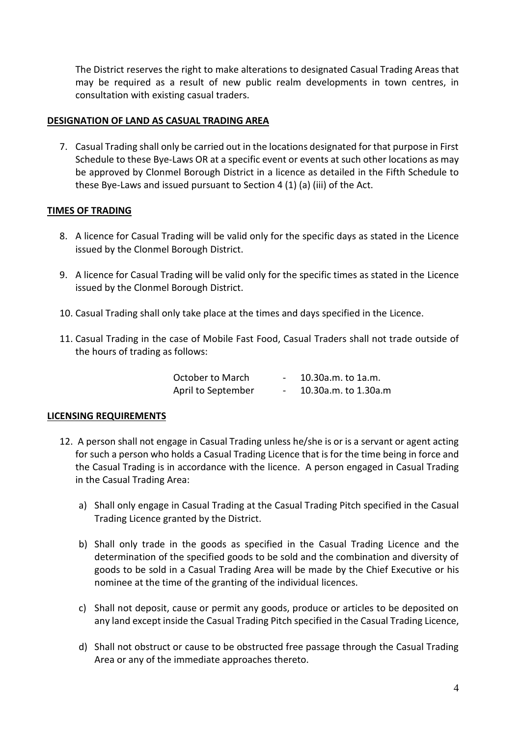The District reserves the right to make alterations to designated Casual Trading Areas that may be required as a result of new public realm developments in town centres, in consultation with existing casual traders.

**DESIGNATION OF LAND AS CASUAL TRADING AREA**

7. Casual Trading shall only be carried out in the locations designated for that purpose in First Schedule to these Bye-Laws OR at a specific event or events at such other locations as may be approved by Clonmel Borough District in a licence as detailed in the Fifth Schedule to these Bye-Laws and issued pursuant to Section 4 (1) (a) (iii) of the Act.

**TIMES OF TRADING**

8. A licence for Casual Trading will be valid only for the specific days as stated in the Licence issued by the Clonmel Borough District.

9. A licence for Casual Trading will be valid only for the specific times as stated in the Licence issued by the Clonmel Borough District.

10. Casual Trading shall only take place at the times and days specified in the Licence.

11. Casual Trading in the case of Mobile Fast Food, Casual Traders shall not trade outside of the hours of trading as follows:

| | | |
|---|---|---|
| October to March | - | 10.30a.m. to 1a.m. |
| April to September | - | 10.30a.m. to 1.30a.m |

**LICENSING REQUIREMENTS**

12. A person shall not engage in Casual Trading unless he/she is or is a servant or agent acting for such a person who holds a Casual Trading Licence that is for the time being in force and the Casual Trading is in accordance with the licence. A person engaged in Casual Trading in the Casual Trading Area:

    a) Shall only engage in Casual Trading at the Casual Trading Pitch specified in the Casual Trading Licence granted by the District.

    b) Shall only trade in the goods as specified in the Casual Trading Licence and the determination of the specified goods to be sold and the combination and diversity of goods to be sold in a Casual Trading Area will be made by the Chief Executive or his nominee at the time of the granting of the individual licences.

    c) Shall not deposit, cause or permit any goods, produce or articles to be deposited on any land except inside the Casual Trading Pitch specified in the Casual Trading Licence,

    d) Shall not obstruct or cause to be obstructed free passage through the Casual Trading Area or any of the immediate approaches thereto.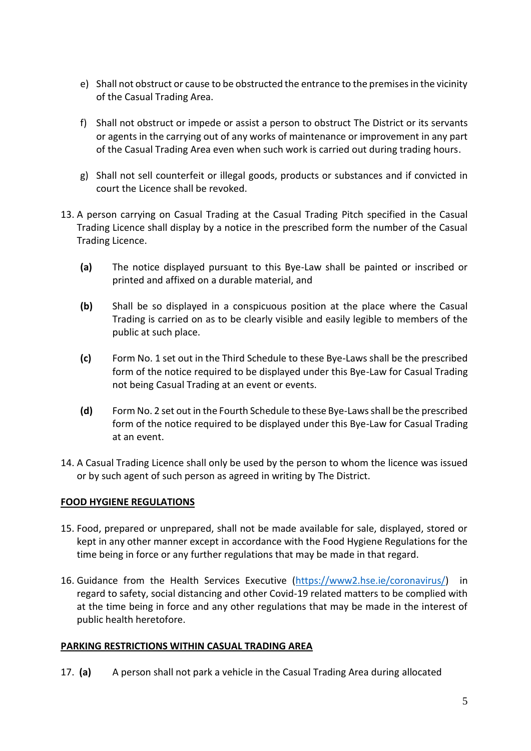e) Shall not obstruct or cause to be obstructed the entrance to the premises in the vicinity of the Casual Trading Area.

f) Shall not obstruct or impede or assist a person to obstruct The District or its servants or agents in the carrying out of any works of maintenance or improvement in any part of the Casual Trading Area even when such work is carried out during trading hours.

g) Shall not sell counterfeit or illegal goods, products or substances and if convicted in court the Licence shall be revoked.

13. A person carrying on Casual Trading at the Casual Trading Pitch specified in the Casual Trading Licence shall display by a notice in the prescribed form the number of the Casual Trading Licence.

    **(a)** The notice displayed pursuant to this Bye-Law shall be painted or inscribed or printed and affixed on a durable material, and

    **(b)** Shall be so displayed in a conspicuous position at the place where the Casual Trading is carried on as to be clearly visible and easily legible to members of the public at such place.

    **(c)** Form No. 1 set out in the Third Schedule to these Bye-Laws shall be the prescribed form of the notice required to be displayed under this Bye-Law for Casual Trading not being Casual Trading at an event or events.

    **(d)** Form No. 2 set out in the Fourth Schedule to these Bye-Laws shall be the prescribed form of the notice required to be displayed under this Bye-Law for Casual Trading at an event.

14. A Casual Trading Licence shall only be used by the person to whom the licence was issued or by such agent of such person as agreed in writing by The District.

**FOOD HYGIENE REGULATIONS**

15. Food, prepared or unprepared, shall not be made available for sale, displayed, stored or kept in any other manner except in accordance with the Food Hygiene Regulations for the time being in force or any further regulations that may be made in that regard.

16. Guidance from the Health Services Executive (https://www2.hse.ie/coronavirus/) in regard to safety, social distancing and other Covid-19 related matters to be complied with at the time being in force and any other regulations that may be made in the interest of public health heretofore.

**PARKING RESTRICTIONS WITHIN CASUAL TRADING AREA**

17. **(a)** A person shall not park a vehicle in the Casual Trading Area during allocated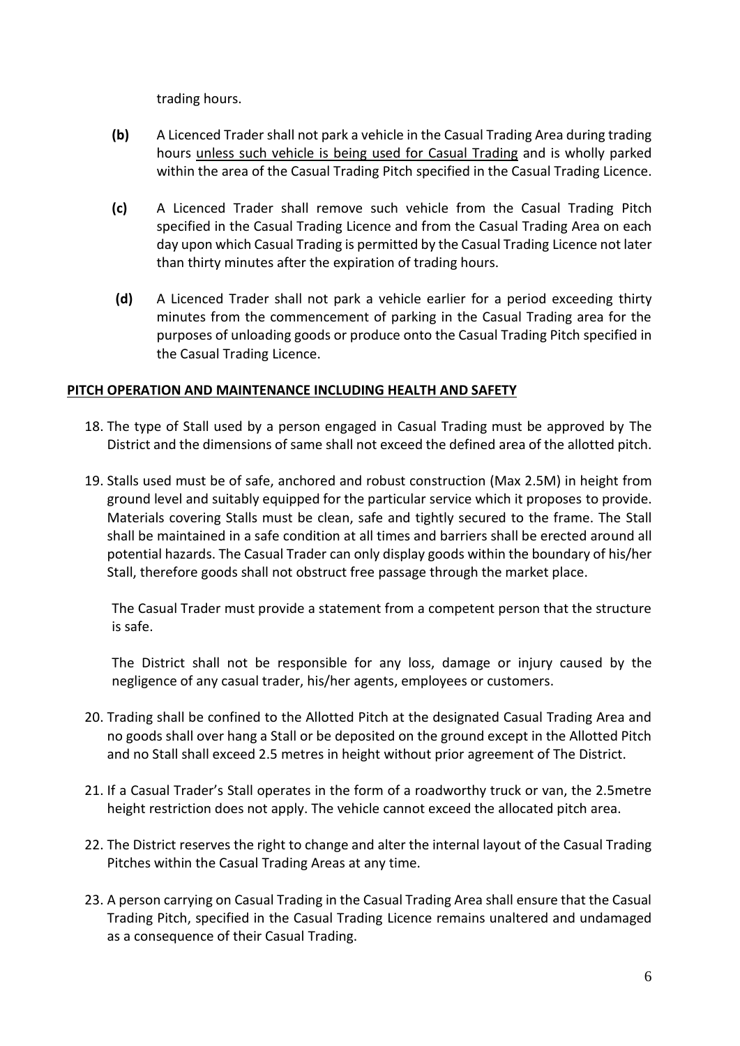trading hours.

**(b)** A Licenced Trader shall not park a vehicle in the Casual Trading Area during trading hours <u>unless such vehicle is being used for Casual Trading</u> and is wholly parked within the area of the Casual Trading Pitch specified in the Casual Trading Licence.

**(c)** A Licenced Trader shall remove such vehicle from the Casual Trading Pitch specified in the Casual Trading Licence and from the Casual Trading Area on each day upon which Casual Trading is permitted by the Casual Trading Licence not later than thirty minutes after the expiration of trading hours.

**(d)** A Licenced Trader shall not park a vehicle earlier for a period exceeding thirty minutes from the commencement of parking in the Casual Trading area for the purposes of unloading goods or produce onto the Casual Trading Pitch specified in the Casual Trading Licence.

**<u>PITCH OPERATION AND MAINTENANCE INCLUDING HEALTH AND SAFETY</u>**

18. The type of Stall used by a person engaged in Casual Trading must be approved by The District and the dimensions of same shall not exceed the defined area of the allotted pitch.

19. Stalls used must be of safe, anchored and robust construction (Max 2.5M) in height from ground level and suitably equipped for the particular service which it proposes to provide. Materials covering Stalls must be clean, safe and tightly secured to the frame. The Stall shall be maintained in a safe condition at all times and barriers shall be erected around all potential hazards. The Casual Trader can only display goods within the boundary of his/her Stall, therefore goods shall not obstruct free passage through the market place.

    The Casual Trader must provide a statement from a competent person that the structure is safe.

    The District shall not be responsible for any loss, damage or injury caused by the negligence of any casual trader, his/her agents, employees or customers.

20. Trading shall be confined to the Allotted Pitch at the designated Casual Trading Area and no goods shall over hang a Stall or be deposited on the ground except in the Allotted Pitch and no Stall shall exceed 2.5 metres in height without prior agreement of The District.

21. If a Casual Trader's Stall operates in the form of a roadworthy truck or van, the 2.5metre height restriction does not apply. The vehicle cannot exceed the allocated pitch area.

22. The District reserves the right to change and alter the internal layout of the Casual Trading Pitches within the Casual Trading Areas at any time.

23. A person carrying on Casual Trading in the Casual Trading Area shall ensure that the Casual Trading Pitch, specified in the Casual Trading Licence remains unaltered and undamaged as a consequence of their Casual Trading.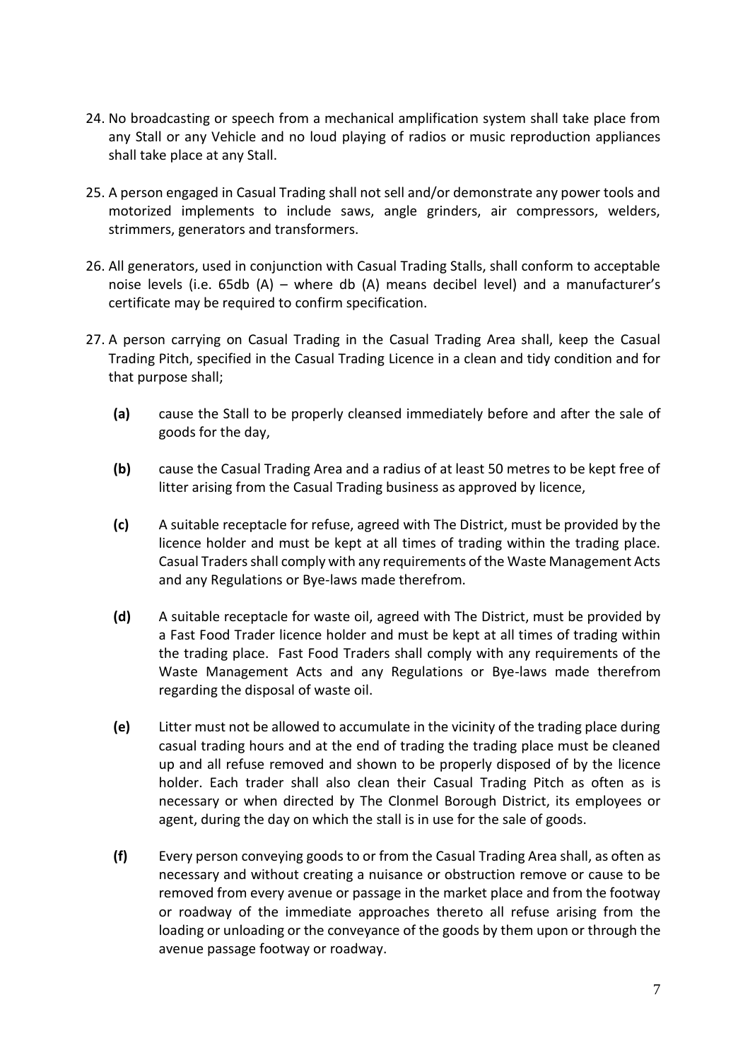24. No broadcasting or speech from a mechanical amplification system shall take place from any Stall or any Vehicle and no loud playing of radios or music reproduction appliances shall take place at any Stall.

25. A person engaged in Casual Trading shall not sell and/or demonstrate any power tools and motorized implements to include saws, angle grinders, air compressors, welders, strimmers, generators and transformers.

26. All generators, used in conjunction with Casual Trading Stalls, shall conform to acceptable noise levels (i.e. 65db (A) – where db (A) means decibel level) and a manufacturer's certificate may be required to confirm specification.

27. A person carrying on Casual Trading in the Casual Trading Area shall, keep the Casual Trading Pitch, specified in the Casual Trading Licence in a clean and tidy condition and for that purpose shall;

   **(a)** cause the Stall to be properly cleansed immediately before and after the sale of goods for the day,

   **(b)** cause the Casual Trading Area and a radius of at least 50 metres to be kept free of litter arising from the Casual Trading business as approved by licence,

   **(c)** A suitable receptacle for refuse, agreed with The District, must be provided by the licence holder and must be kept at all times of trading within the trading place. Casual Traders shall comply with any requirements of the Waste Management Acts and any Regulations or Bye-laws made therefrom.

   **(d)** A suitable receptacle for waste oil, agreed with The District, must be provided by a Fast Food Trader licence holder and must be kept at all times of trading within the trading place. Fast Food Traders shall comply with any requirements of the Waste Management Acts and any Regulations or Bye-laws made therefrom regarding the disposal of waste oil.

   **(e)** Litter must not be allowed to accumulate in the vicinity of the trading place during casual trading hours and at the end of trading the trading place must be cleaned up and all refuse removed and shown to be properly disposed of by the licence holder. Each trader shall also clean their Casual Trading Pitch as often as is necessary or when directed by The Clonmel Borough District, its employees or agent, during the day on which the stall is in use for the sale of goods.

   **(f)** Every person conveying goods to or from the Casual Trading Area shall, as often as necessary and without creating a nuisance or obstruction remove or cause to be removed from every avenue or passage in the market place and from the footway or roadway of the immediate approaches thereto all refuse arising from the loading or unloading or the conveyance of the goods by them upon or through the avenue passage footway or roadway.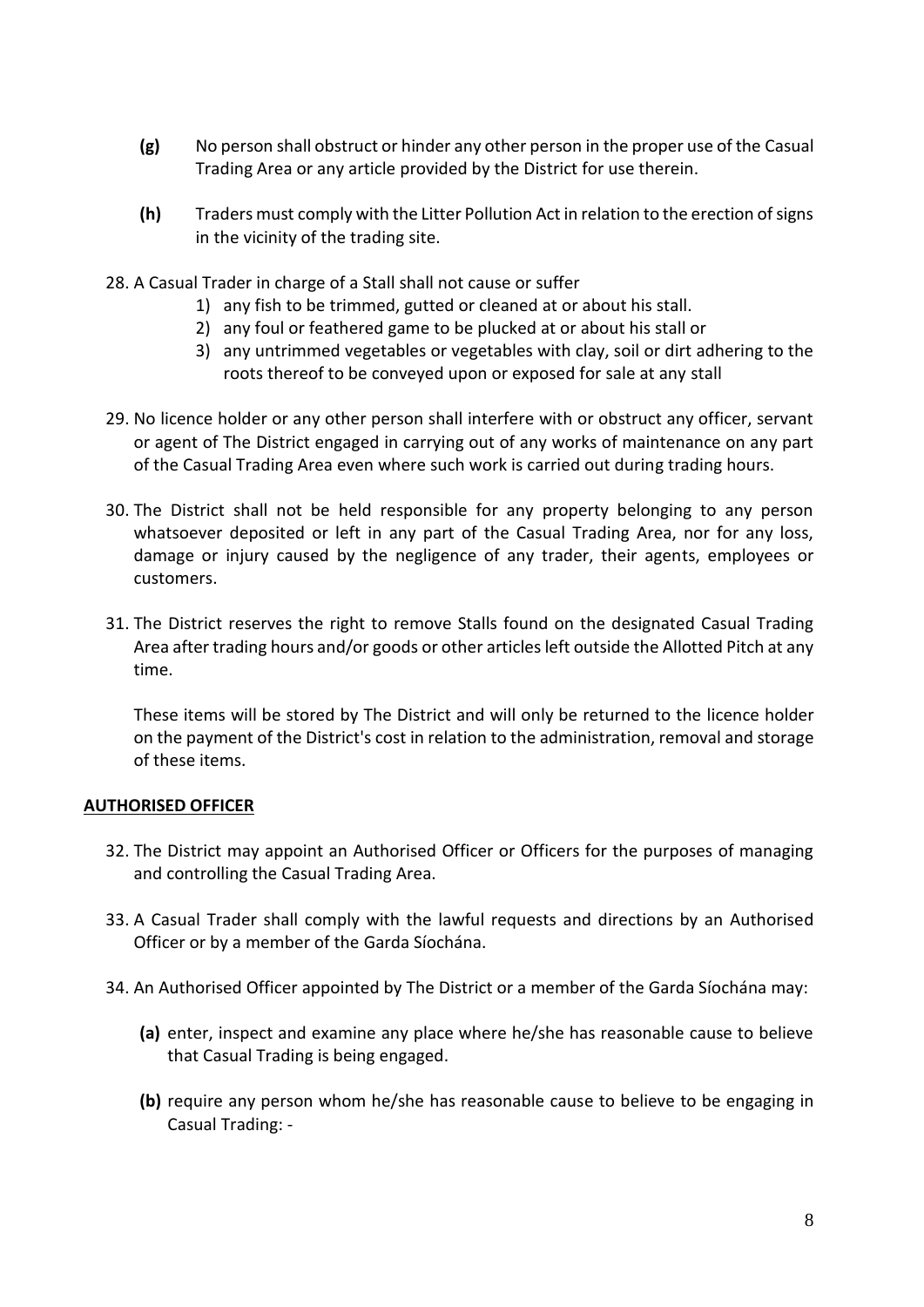- **(g)** No person shall obstruct or hinder any other person in the proper use of the Casual Trading Area or any article provided by the District for use therein.

- **(h)** Traders must comply with the Litter Pollution Act in relation to the erection of signs in the vicinity of the trading site.

28. A Casual Trader in charge of a Stall shall not cause or suffer
    1) any fish to be trimmed, gutted or cleaned at or about his stall.
    2) any foul or feathered game to be plucked at or about his stall or
    3) any untrimmed vegetables or vegetables with clay, soil or dirt adhering to the roots thereof to be conveyed upon or exposed for sale at any stall

29. No licence holder or any other person shall interfere with or obstruct any officer, servant or agent of The District engaged in carrying out of any works of maintenance on any part of the Casual Trading Area even where such work is carried out during trading hours.

30. The District shall not be held responsible for any property belonging to any person whatsoever deposited or left in any part of the Casual Trading Area, nor for any loss, damage or injury caused by the negligence of any trader, their agents, employees or customers.

31. The District reserves the right to remove Stalls found on the designated Casual Trading Area after trading hours and/or goods or other articles left outside the Allotted Pitch at any time.

    These items will be stored by The District and will only be returned to the licence holder on the payment of the District's cost in relation to the administration, removal and storage of these items.

**AUTHORISED OFFICER**

32. The District may appoint an Authorised Officer or Officers for the purposes of managing and controlling the Casual Trading Area.

33. A Casual Trader shall comply with the lawful requests and directions by an Authorised Officer or by a member of the Garda Síochána.

34. An Authorised Officer appointed by The District or a member of the Garda Síochána may:

    **(a)** enter, inspect and examine any place where he/she has reasonable cause to believe that Casual Trading is being engaged.

    **(b)** require any person whom he/she has reasonable cause to believe to be engaging in Casual Trading: -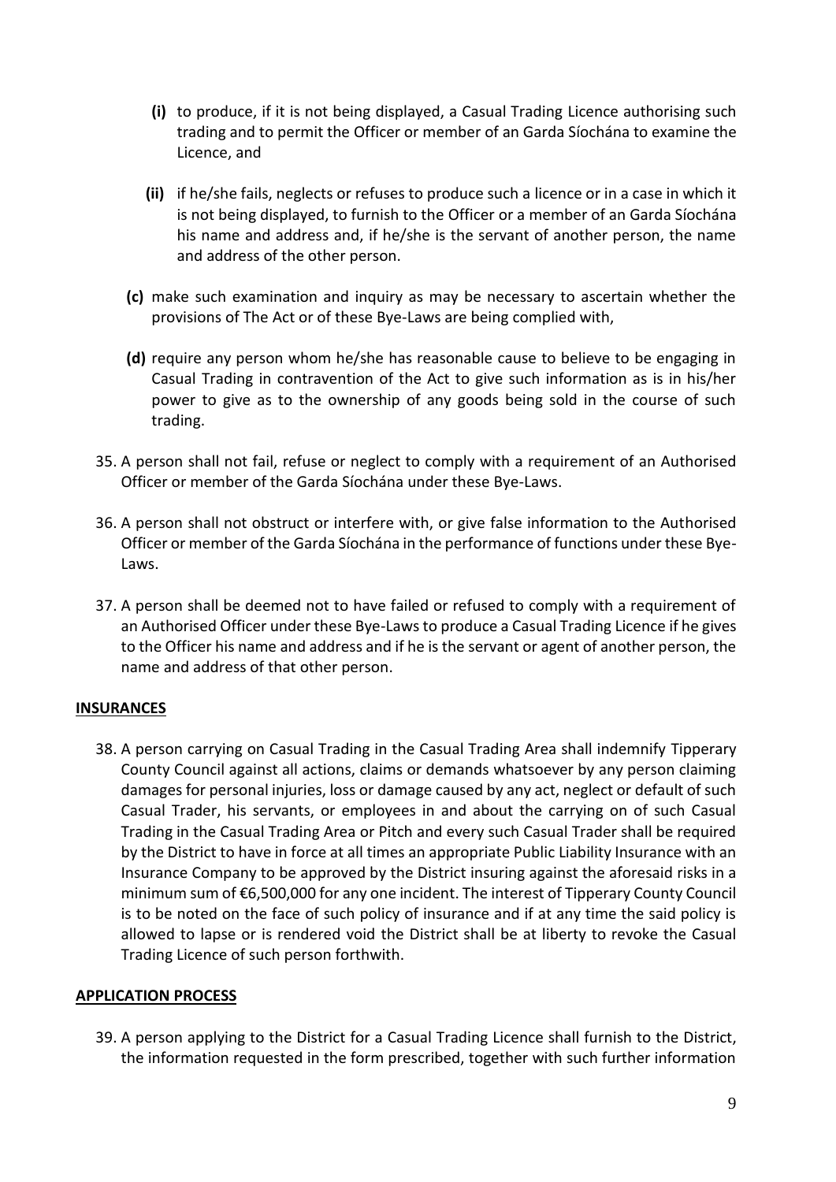- **(i)** to produce, if it is not being displayed, a Casual Trading Licence authorising such trading and to permit the Officer or member of an Garda Síochána to examine the Licence, and

- **(ii)** if he/she fails, neglects or refuses to produce such a licence or in a case in which it is not being displayed, to furnish to the Officer or a member of an Garda Síochána his name and address and, if he/she is the servant of another person, the name and address of the other person.

- **(c)** make such examination and inquiry as may be necessary to ascertain whether the provisions of The Act or of these Bye-Laws are being complied with,

- **(d)** require any person whom he/she has reasonable cause to believe to be engaging in Casual Trading in contravention of the Act to give such information as is in his/her power to give as to the ownership of any goods being sold in the course of such trading.

35. A person shall not fail, refuse or neglect to comply with a requirement of an Authorised Officer or member of the Garda Síochána under these Bye-Laws.

36. A person shall not obstruct or interfere with, or give false information to the Authorised Officer or member of the Garda Síochána in the performance of functions under these Bye-Laws.

37. A person shall be deemed not to have failed or refused to comply with a requirement of an Authorised Officer under these Bye-Laws to produce a Casual Trading Licence if he gives to the Officer his name and address and if he is the servant or agent of another person, the name and address of that other person.

**INSURANCES**

38. A person carrying on Casual Trading in the Casual Trading Area shall indemnify Tipperary County Council against all actions, claims or demands whatsoever by any person claiming damages for personal injuries, loss or damage caused by any act, neglect or default of such Casual Trader, his servants, or employees in and about the carrying on of such Casual Trading in the Casual Trading Area or Pitch and every such Casual Trader shall be required by the District to have in force at all times an appropriate Public Liability Insurance with an Insurance Company to be approved by the District insuring against the aforesaid risks in a minimum sum of €6,500,000 for any one incident. The interest of Tipperary County Council is to be noted on the face of such policy of insurance and if at any time the said policy is allowed to lapse or is rendered void the District shall be at liberty to revoke the Casual Trading Licence of such person forthwith.

**APPLICATION PROCESS**

39. A person applying to the District for a Casual Trading Licence shall furnish to the District, the information requested in the form prescribed, together with such further information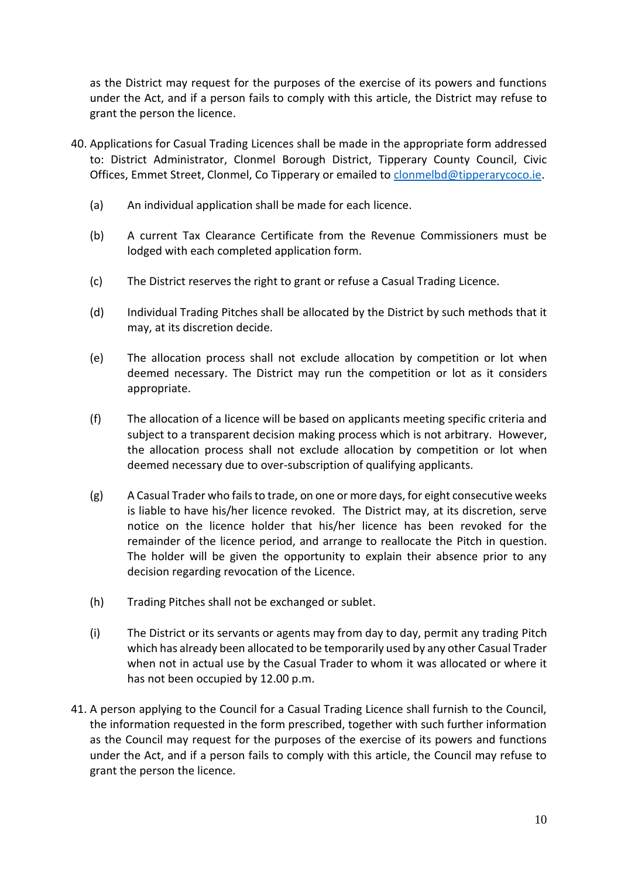as the District may request for the purposes of the exercise of its powers and functions under the Act, and if a person fails to comply with this article, the District may refuse to grant the person the licence.

40. Applications for Casual Trading Licences shall be made in the appropriate form addressed to: District Administrator, Clonmel Borough District, Tipperary County Council, Civic Offices, Emmet Street, Clonmel, Co Tipperary or emailed to clonmelbd@tipperarycoco.ie.

    (a) An individual application shall be made for each licence.

    (b) A current Tax Clearance Certificate from the Revenue Commissioners must be lodged with each completed application form.

    (c) The District reserves the right to grant or refuse a Casual Trading Licence.

    (d) Individual Trading Pitches shall be allocated by the District by such methods that it may, at its discretion decide.

    (e) The allocation process shall not exclude allocation by competition or lot when deemed necessary. The District may run the competition or lot as it considers appropriate.

    (f) The allocation of a licence will be based on applicants meeting specific criteria and subject to a transparent decision making process which is not arbitrary. However, the allocation process shall not exclude allocation by competition or lot when deemed necessary due to over-subscription of qualifying applicants.

    (g) A Casual Trader who fails to trade, on one or more days, for eight consecutive weeks is liable to have his/her licence revoked. The District may, at its discretion, serve notice on the licence holder that his/her licence has been revoked for the remainder of the licence period, and arrange to reallocate the Pitch in question. The holder will be given the opportunity to explain their absence prior to any decision regarding revocation of the Licence.

    (h) Trading Pitches shall not be exchanged or sublet.

    (i) The District or its servants or agents may from day to day, permit any trading Pitch which has already been allocated to be temporarily used by any other Casual Trader when not in actual use by the Casual Trader to whom it was allocated or where it has not been occupied by 12.00 p.m.

41. A person applying to the Council for a Casual Trading Licence shall furnish to the Council, the information requested in the form prescribed, together with such further information as the Council may request for the purposes of the exercise of its powers and functions under the Act, and if a person fails to comply with this article, the Council may refuse to grant the person the licence.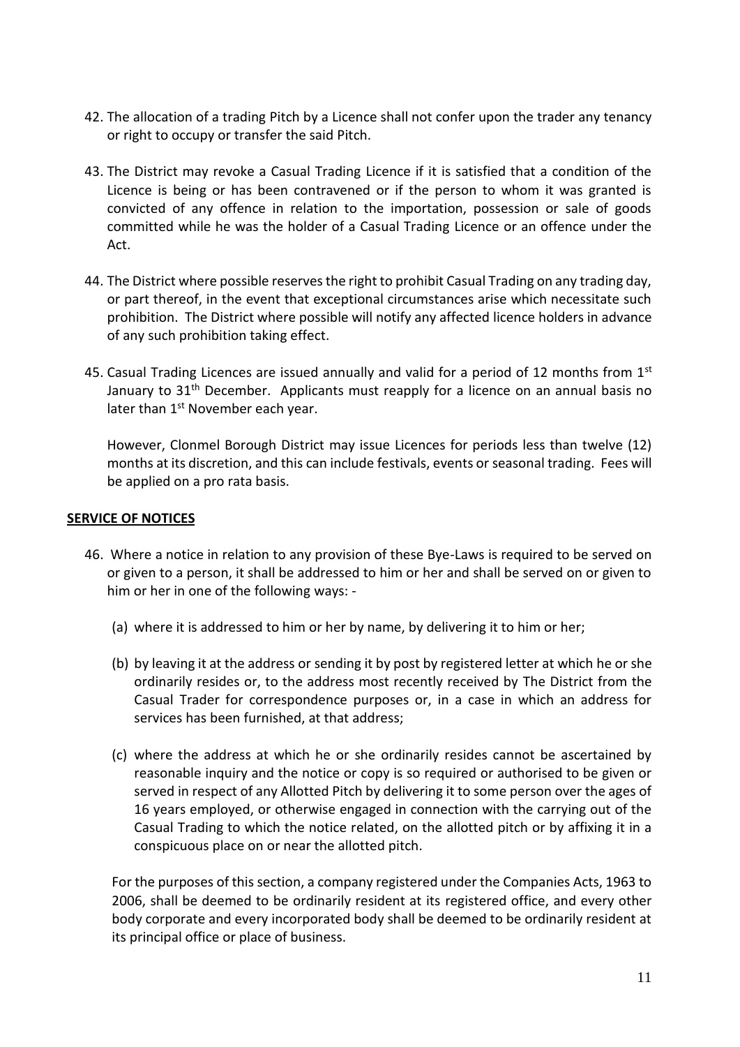42. The allocation of a trading Pitch by a Licence shall not confer upon the trader any tenancy or right to occupy or transfer the said Pitch.

43. The District may revoke a Casual Trading Licence if it is satisfied that a condition of the Licence is being or has been contravened or if the person to whom it was granted is convicted of any offence in relation to the importation, possession or sale of goods committed while he was the holder of a Casual Trading Licence or an offence under the Act.

44. The District where possible reserves the right to prohibit Casual Trading on any trading day, or part thereof, in the event that exceptional circumstances arise which necessitate such prohibition. The District where possible will notify any affected licence holders in advance of any such prohibition taking effect.

45. Casual Trading Licences are issued annually and valid for a period of 12 months from 1st January to 31th December. Applicants must reapply for a licence on an annual basis no later than 1st November each year.

    However, Clonmel Borough District may issue Licences for periods less than twelve (12) months at its discretion, and this can include festivals, events or seasonal trading. Fees will be applied on a pro rata basis.

**SERVICE OF NOTICES**

46. Where a notice in relation to any provision of these Bye-Laws is required to be served on or given to a person, it shall be addressed to him or her and shall be served on or given to him or her in one of the following ways: -

    (a) where it is addressed to him or her by name, by delivering it to him or her;

    (b) by leaving it at the address or sending it by post by registered letter at which he or she ordinarily resides or, to the address most recently received by The District from the Casual Trader for correspondence purposes or, in a case in which an address for services has been furnished, at that address;

    (c) where the address at which he or she ordinarily resides cannot be ascertained by reasonable inquiry and the notice or copy is so required or authorised to be given or served in respect of any Allotted Pitch by delivering it to some person over the ages of 16 years employed, or otherwise engaged in connection with the carrying out of the Casual Trading to which the notice related, on the allotted pitch or by affixing it in a conspicuous place on or near the allotted pitch.

    For the purposes of this section, a company registered under the Companies Acts, 1963 to 2006, shall be deemed to be ordinarily resident at its registered office, and every other body corporate and every incorporated body shall be deemed to be ordinarily resident at its principal office or place of business.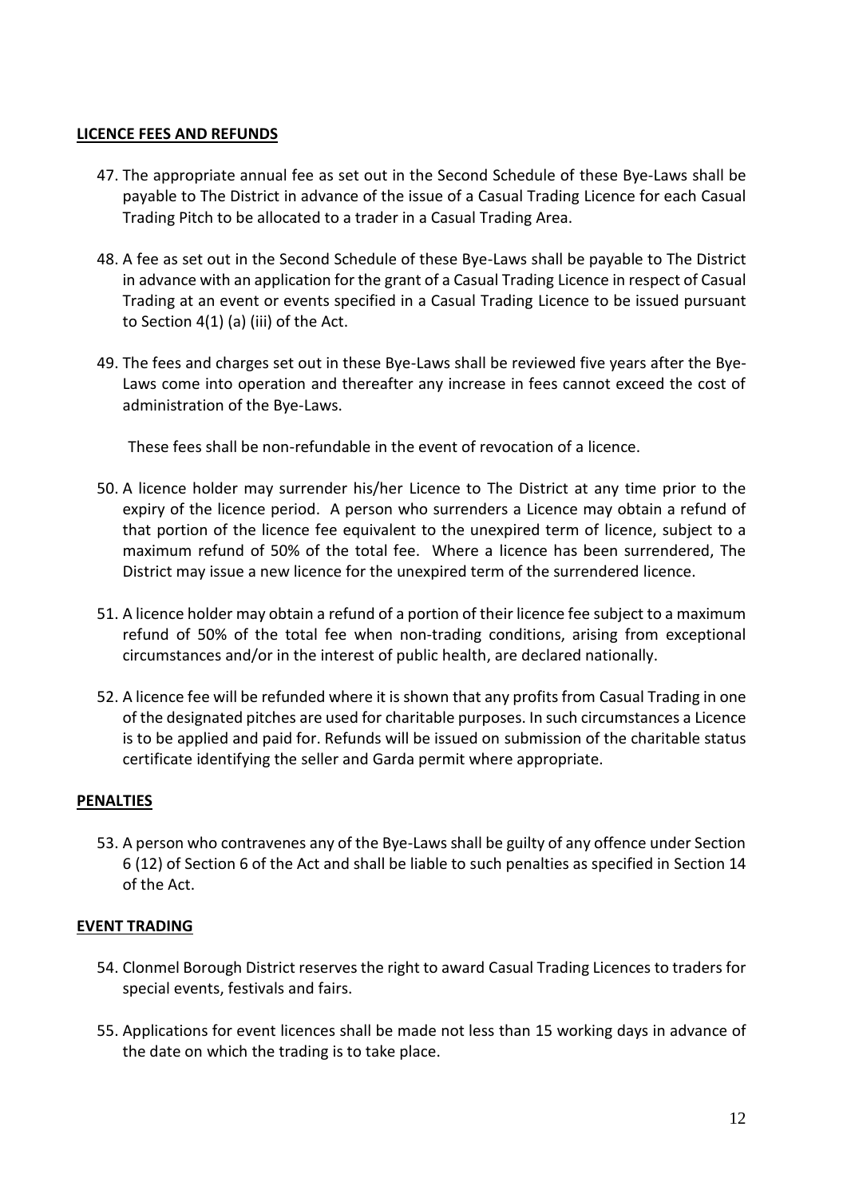**LICENCE FEES AND REFUNDS**

47. The appropriate annual fee as set out in the Second Schedule of these Bye-Laws shall be payable to The District in advance of the issue of a Casual Trading Licence for each Casual Trading Pitch to be allocated to a trader in a Casual Trading Area.

48. A fee as set out in the Second Schedule of these Bye-Laws shall be payable to The District in advance with an application for the grant of a Casual Trading Licence in respect of Casual Trading at an event or events specified in a Casual Trading Licence to be issued pursuant to Section 4(1) (a) (iii) of the Act.

49. The fees and charges set out in these Bye-Laws shall be reviewed five years after the Bye-Laws come into operation and thereafter any increase in fees cannot exceed the cost of administration of the Bye-Laws.

    These fees shall be non-refundable in the event of revocation of a licence.

50. A licence holder may surrender his/her Licence to The District at any time prior to the expiry of the licence period. A person who surrenders a Licence may obtain a refund of that portion of the licence fee equivalent to the unexpired term of licence, subject to a maximum refund of 50% of the total fee. Where a licence has been surrendered, The District may issue a new licence for the unexpired term of the surrendered licence.

51. A licence holder may obtain a refund of a portion of their licence fee subject to a maximum refund of 50% of the total fee when non-trading conditions, arising from exceptional circumstances and/or in the interest of public health, are declared nationally.

52. A licence fee will be refunded where it is shown that any profits from Casual Trading in one of the designated pitches are used for charitable purposes. In such circumstances a Licence is to be applied and paid for. Refunds will be issued on submission of the charitable status certificate identifying the seller and Garda permit where appropriate.

**PENALTIES**

53. A person who contravenes any of the Bye-Laws shall be guilty of any offence under Section 6 (12) of Section 6 of the Act and shall be liable to such penalties as specified in Section 14 of the Act.

**EVENT TRADING**

54. Clonmel Borough District reserves the right to award Casual Trading Licences to traders for special events, festivals and fairs.

55. Applications for event licences shall be made not less than 15 working days in advance of the date on which the trading is to take place.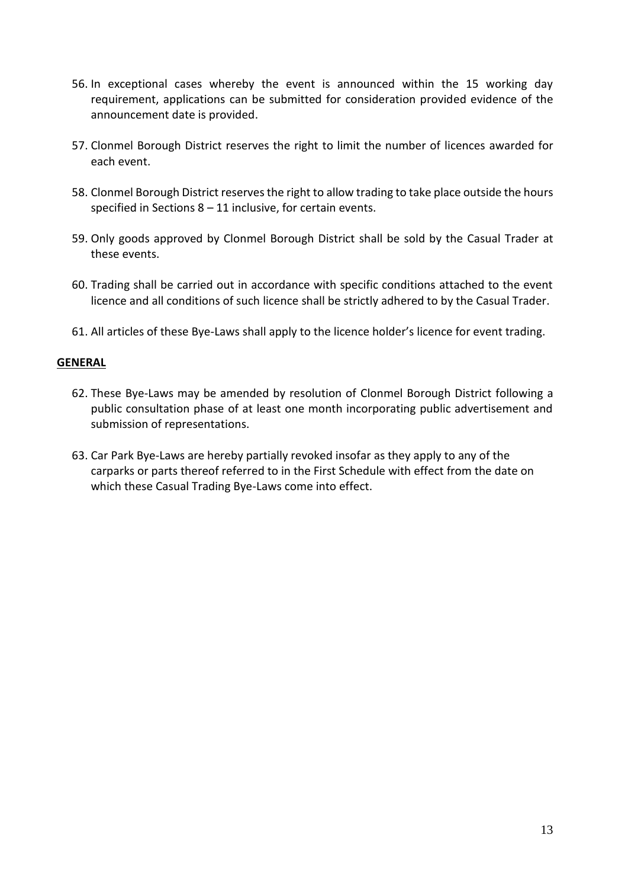56. In exceptional cases whereby the event is announced within the 15 working day requirement, applications can be submitted for consideration provided evidence of the announcement date is provided.

57. Clonmel Borough District reserves the right to limit the number of licences awarded for each event.

58. Clonmel Borough District reserves the right to allow trading to take place outside the hours specified in Sections 8 – 11 inclusive, for certain events.

59. Only goods approved by Clonmel Borough District shall be sold by the Casual Trader at these events.

60. Trading shall be carried out in accordance with specific conditions attached to the event licence and all conditions of such licence shall be strictly adhered to by the Casual Trader.

61. All articles of these Bye-Laws shall apply to the licence holder's licence for event trading.

**GENERAL**

62. These Bye-Laws may be amended by resolution of Clonmel Borough District following a public consultation phase of at least one month incorporating public advertisement and submission of representations.

63. Car Park Bye-Laws are hereby partially revoked insofar as they apply to any of the carparks or parts thereof referred to in the First Schedule with effect from the date on which these Casual Trading Bye-Laws come into effect.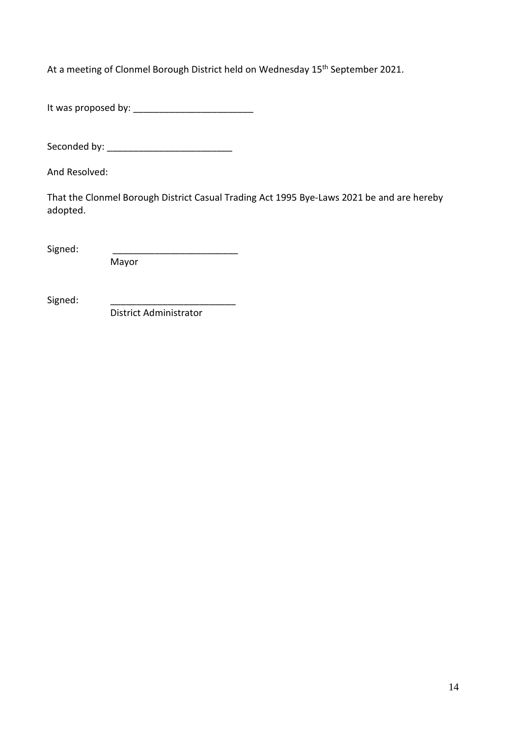At a meeting of Clonmel Borough District held on Wednesday 15th September 2021.

It was proposed by: _______________________

Seconded by: ________________________

And Resolved:

That the Clonmel Borough District Casual Trading Act 1995 Bye-Laws 2021 be and are hereby adopted.

Signed: ________________________
Mayor

Signed: ________________________
District Administrator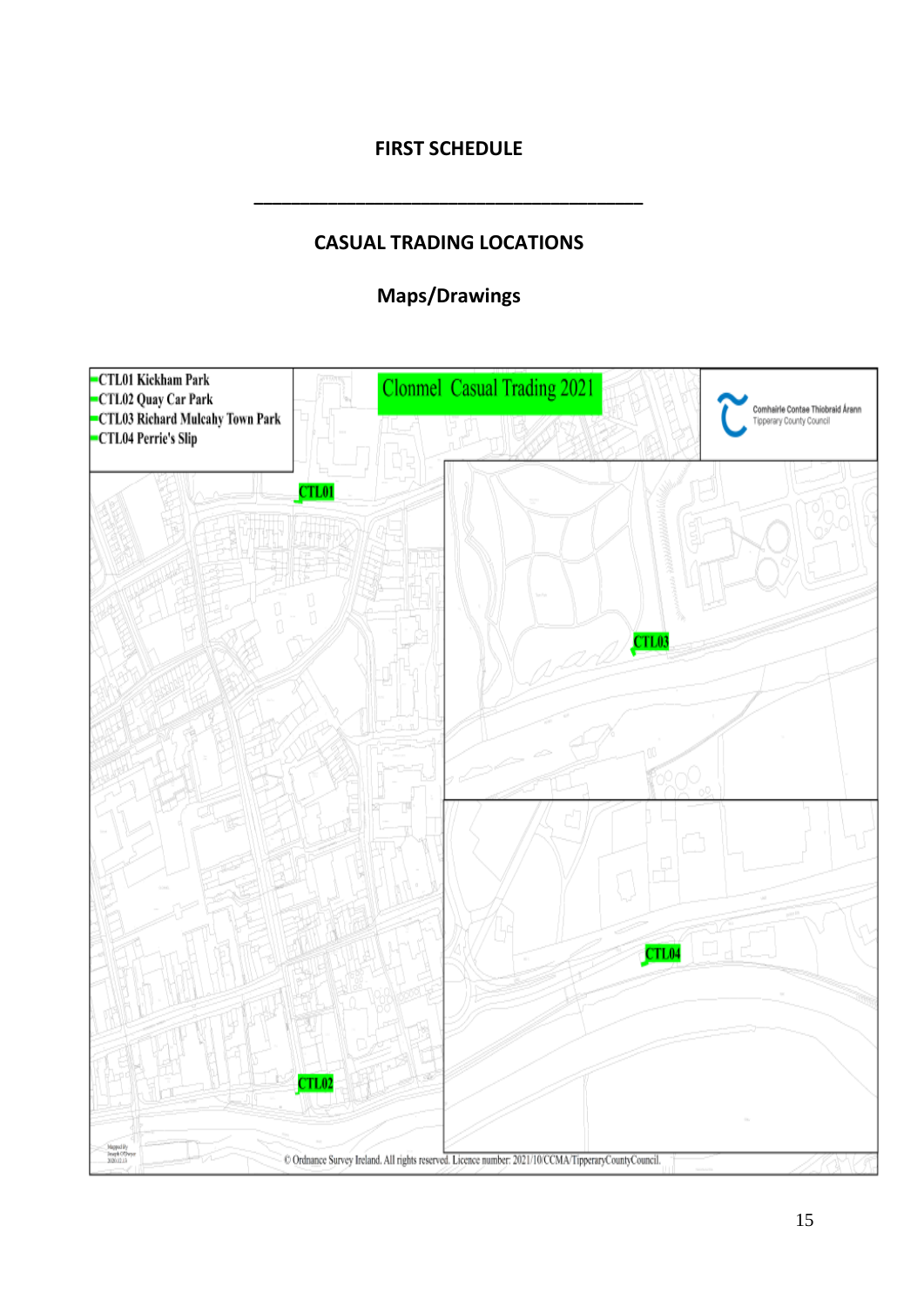## FIRST SCHEDULE

---

## CASUAL TRADING LOCATIONS

### Maps/Drawings

Clonmel Casual Trading 2021

CTL01 Kickham Park
CTL02 Quay Car Park
CTL03 Richard Mulcahy Town Park
CTL04 Perrie's Slip

Comhairle Contae Thiobraid Árann
Tipperary County Council

CTL01

CTL03

CTL04

CTL02

© Ordnance Survey Ireland. All rights reserved. Licence number: 2021/10/CCMA/TipperaryCountyCouncil.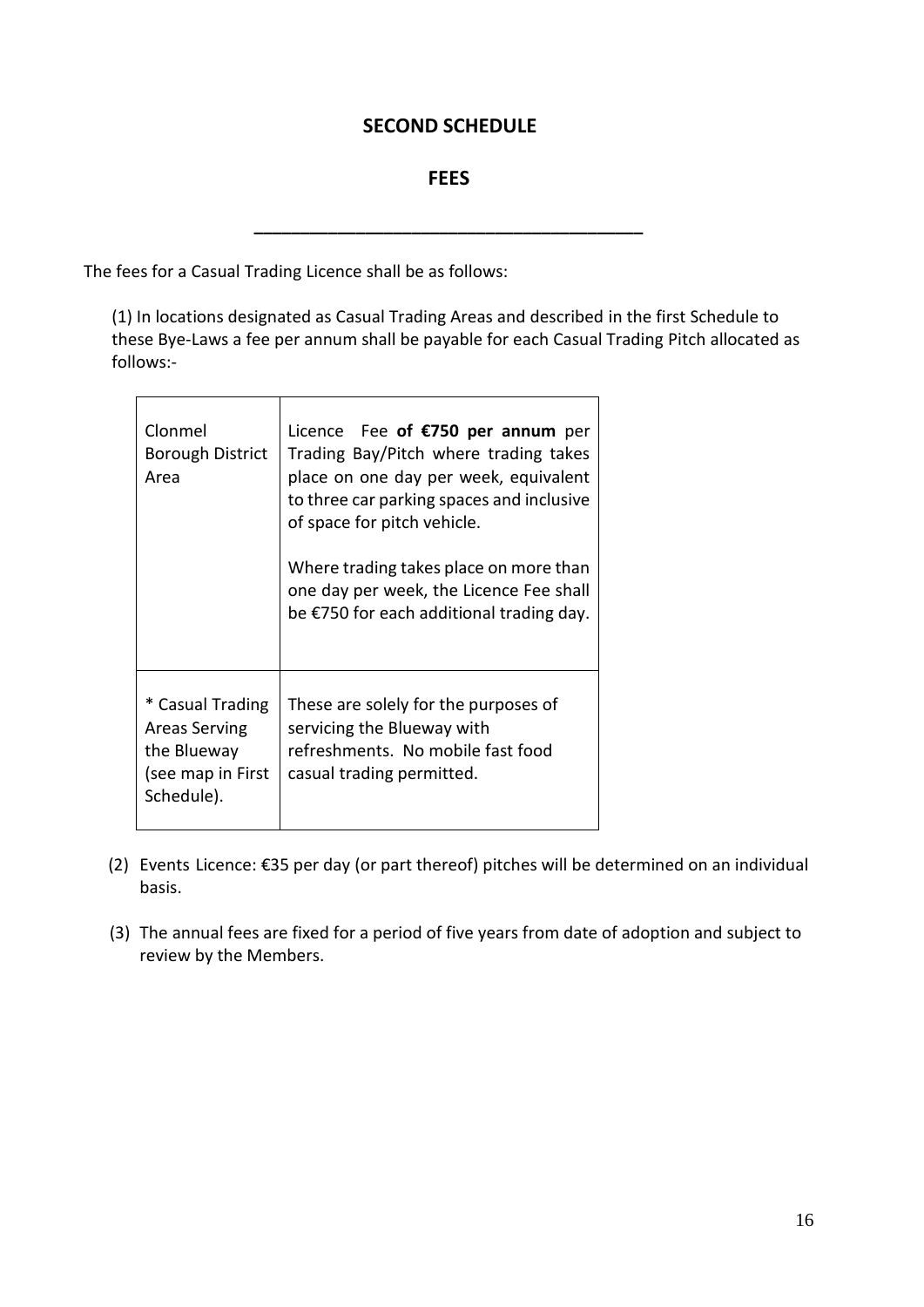# SECOND SCHEDULE

## FEES

---

The fees for a Casual Trading Licence shall be as follows:

(1) In locations designated as Casual Trading Areas and described in the first Schedule to these Bye-Laws a fee per annum shall be payable for each Casual Trading Pitch allocated as follows:-

| | |
|---|---|
| Clonmel Borough District Area | Licence Fee **of €750 per annum** per Trading Bay/Pitch where trading takes place on one day per week, equivalent to three car parking spaces and inclusive of space for pitch vehicle.<br><br>Where trading takes place on more than one day per week, the Licence Fee shall be €750 for each additional trading day. |
| * Casual Trading Areas Serving the Blueway (see map in First Schedule). | These are solely for the purposes of servicing the Blueway with refreshments. No mobile fast food casual trading permitted. |

(2) Events Licence: €35 per day (or part thereof) pitches will be determined on an individual basis.

(3) The annual fees are fixed for a period of five years from date of adoption and subject to review by the Members.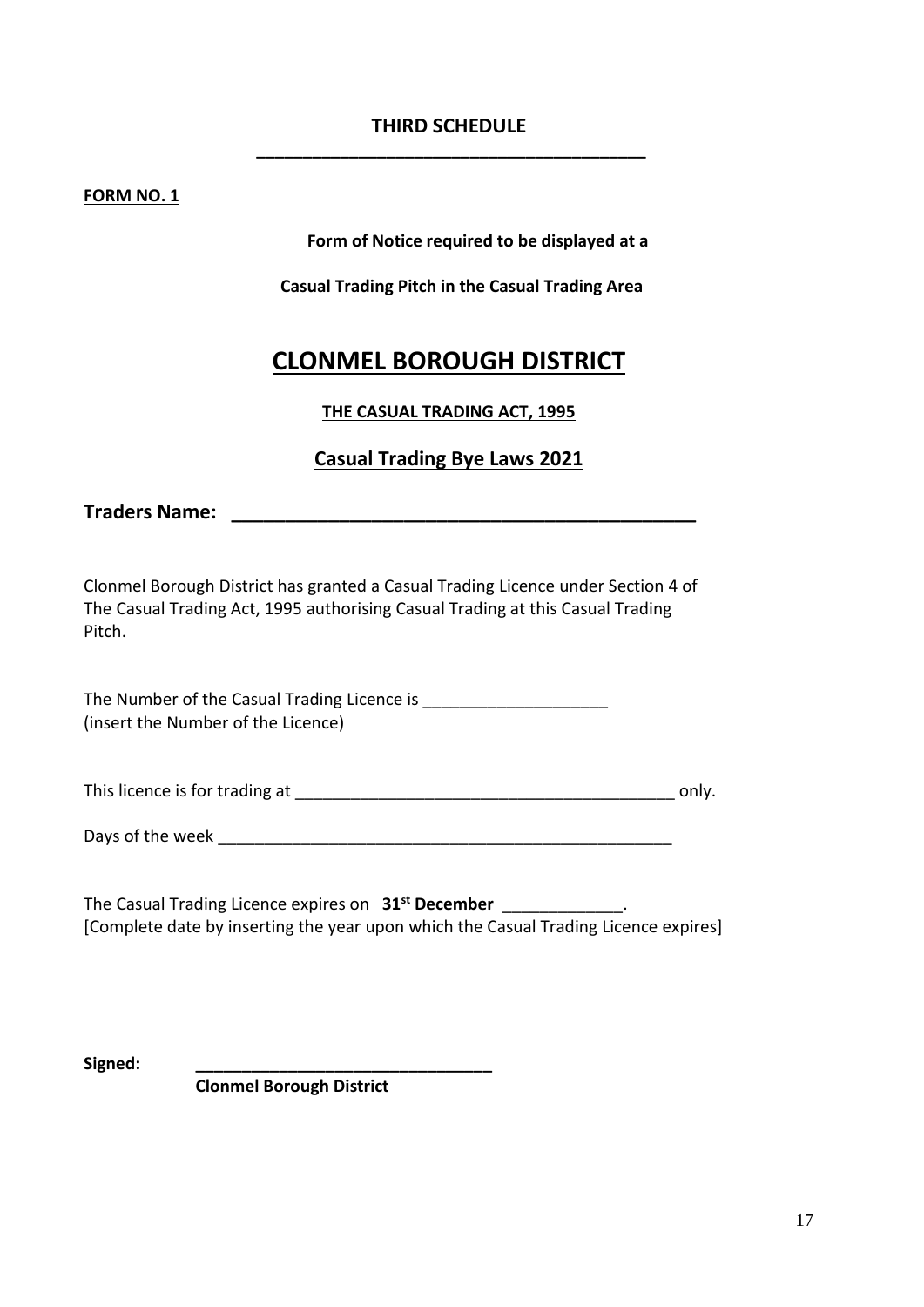## THIRD SCHEDULE

**FORM NO. 1**

**Form of Notice required to be displayed at a**

**Casual Trading Pitch in the Casual Trading Area**

# CLONMEL BOROUGH DISTRICT

**THE CASUAL TRADING ACT, 1995**

## Casual Trading Bye Laws 2021

**Traders Name: _____________________________________________**

Clonmel Borough District has granted a Casual Trading Licence under Section 4 of The Casual Trading Act, 1995 authorising Casual Trading at this Casual Trading Pitch.

The Number of the Casual Trading Licence is ____________________
(insert the Number of the Licence)

This licence is for trading at __________________________________________ only.

Days of the week ____________________________________________________

The Casual Trading Licence expires on **31st December** _____________.
[Complete date by inserting the year upon which the Casual Trading Licence expires]

**Signed:** ________________________________
**Clonmel Borough District**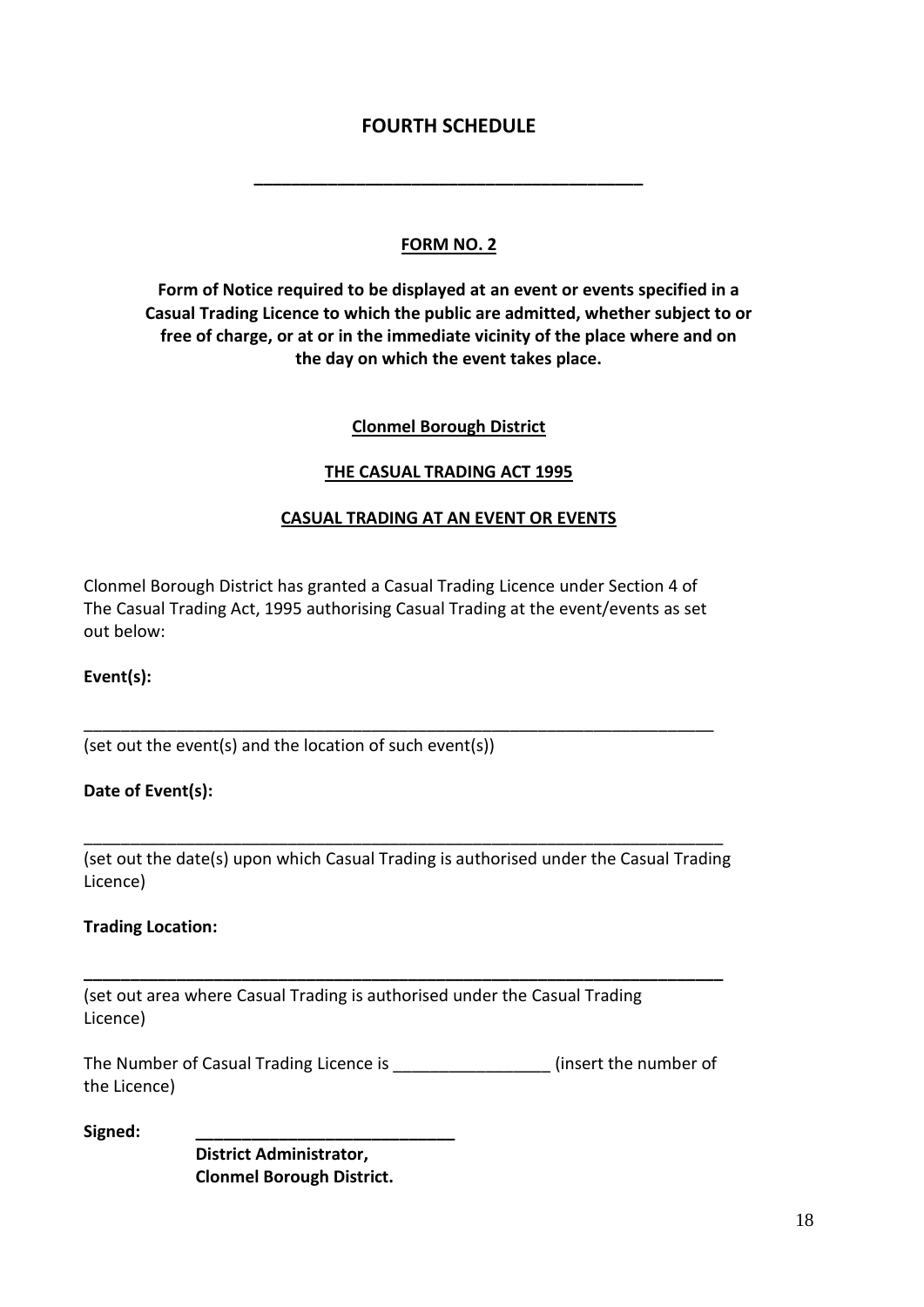# FOURTH SCHEDULE

---

## FORM NO. 2

**Form of Notice required to be displayed at an event or events specified in a Casual Trading Licence to which the public are admitted, whether subject to or free of charge, or at or in the immediate vicinity of the place where and on the day on which the event takes place.**

**Clonmel Borough District**

**THE CASUAL TRADING ACT 1995**

**CASUAL TRADING AT AN EVENT OR EVENTS**

Clonmel Borough District has granted a Casual Trading Licence under Section 4 of The Casual Trading Act, 1995 authorising Casual Trading at the event/events as set out below:

**Event(s):**

_______________________________________________________________________

(set out the event(s) and the location of such event(s))

**Date of Event(s):**

_______________________________________________________________________

(set out the date(s) upon which Casual Trading is authorised under the Casual Trading Licence)

**Trading Location:**

_______________________________________________________________________

(set out area where Casual Trading is authorised under the Casual Trading Licence)

The Number of Casual Trading Licence is _________________ (insert the number of the Licence)

**Signed:** ____________________________

**District Administrator,**
**Clonmel Borough District.**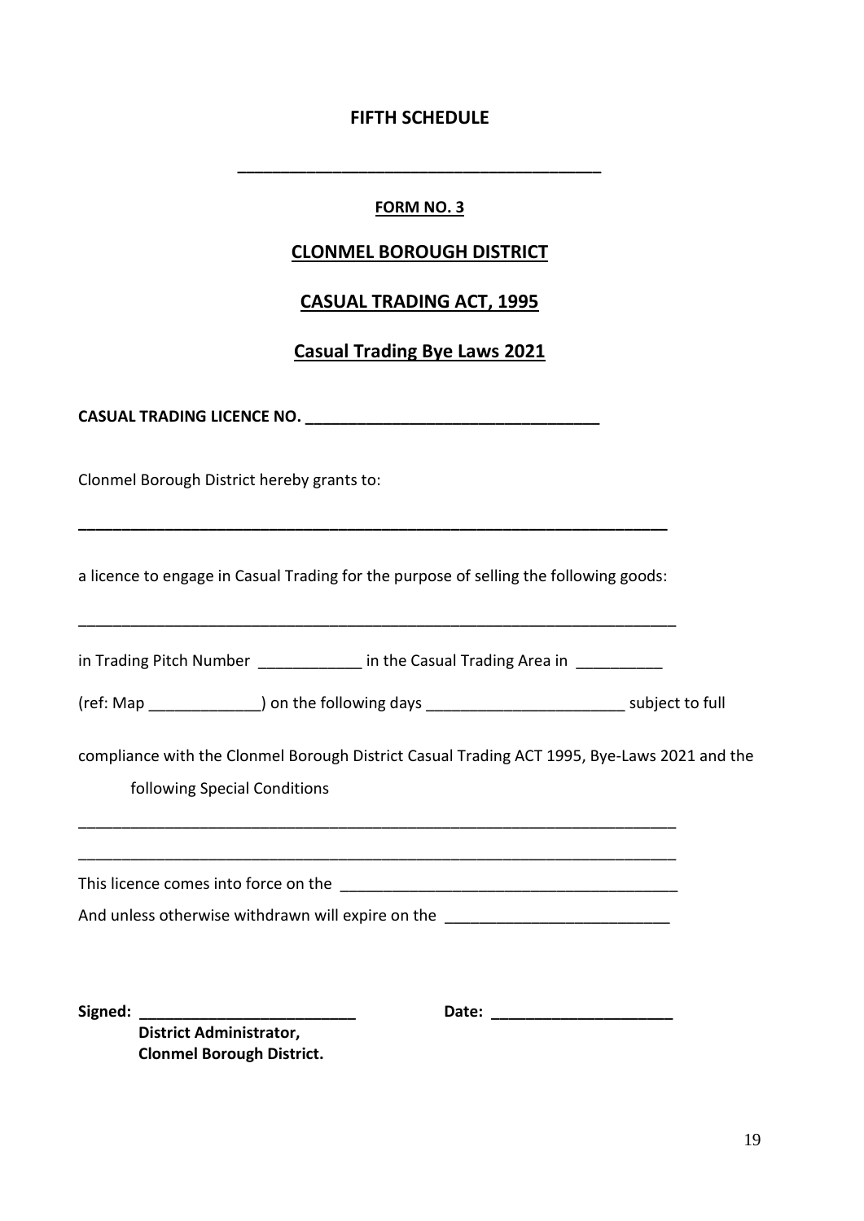# FIFTH SCHEDULE

________________________________________

## FORM NO. 3

## CLONMEL BOROUGH DISTRICT

## CASUAL TRADING ACT, 1995

## Casual Trading Bye Laws 2021

**CASUAL TRADING LICENCE NO. ________________________________**

Clonmel Borough District hereby grants to:

**________________________________________________________________**

a licence to engage in Casual Trading for the purpose of selling the following goods:

________________________________________________________________

in Trading Pitch Number ____________ in the Casual Trading Area in __________

(ref: Map _____________) on the following days _______________________ subject to full

compliance with the Clonmel Borough District Casual Trading ACT 1995, Bye-Laws 2021 and the following Special Conditions

________________________________________________________________

________________________________________________________________

This licence comes into force on the ______________________________________

And unless otherwise withdrawn will expire on the _________________________

**Signed: __________________________** **Date: _____________________**

**District Administrator,**
**Clonmel Borough District.**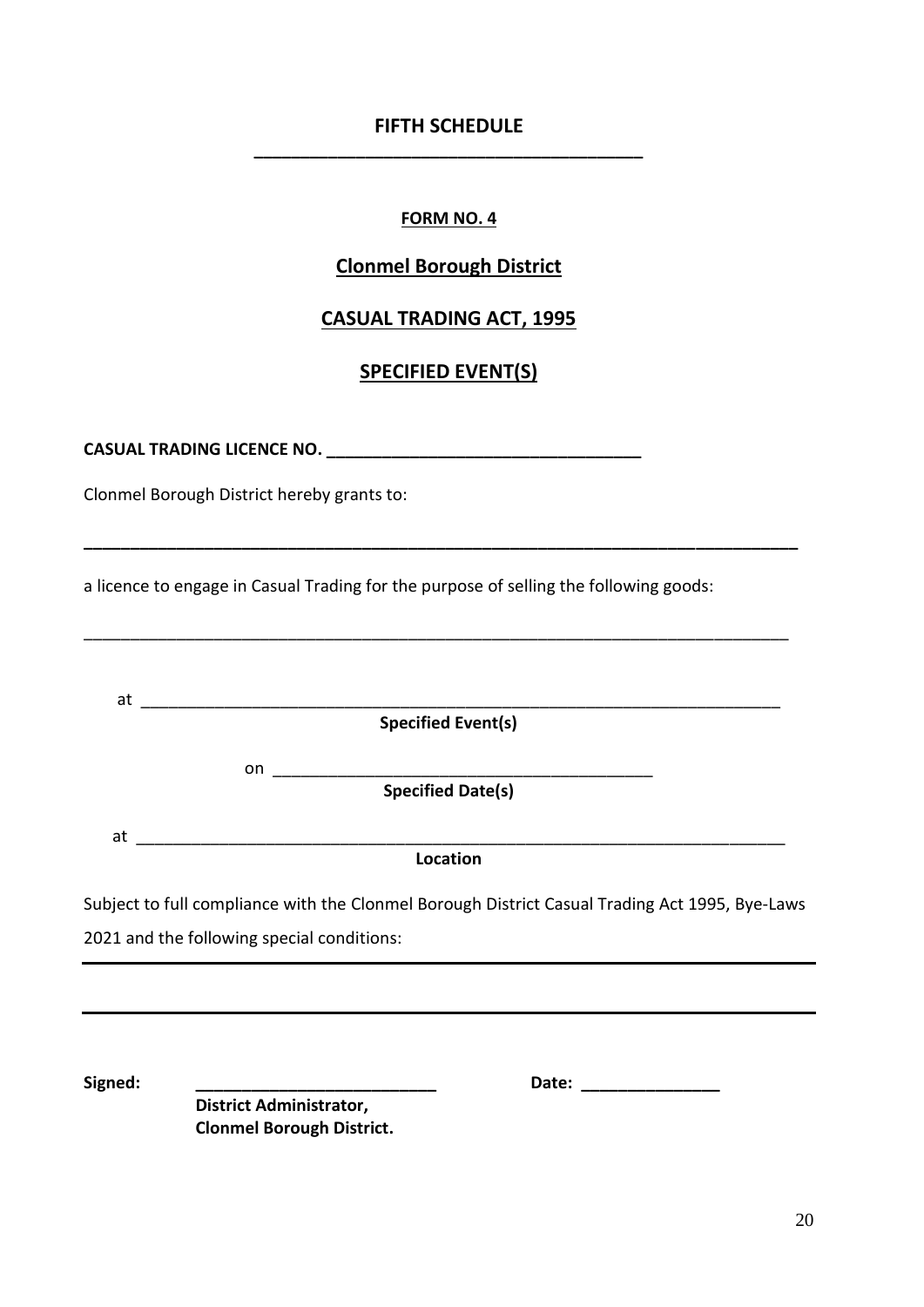# FIFTH SCHEDULE

___________________________________

**FORM NO. 4**

## Clonmel Borough District

## CASUAL TRADING ACT, 1995

## SPECIFIED EVENT(S)

**CASUAL TRADING LICENCE NO. ______________________________**

Clonmel Borough District hereby grants to:

______________________________________________________________________

a licence to engage in Casual Trading for the purpose of selling the following goods:

______________________________________________________________________

at ______________________________________________________________

**Specified Event(s)**

on ______________________________________

**Specified Date(s)**

at ______________________________________________________________

**Location**

Subject to full compliance with the Clonmel Borough District Casual Trading Act 1995, Bye-Laws 2021 and the following special conditions:

______________________________________________________________________

______________________________________________________________________

**Signed:** ________________________ **Date:** ______________

**District Administrator,**
**Clonmel Borough District.**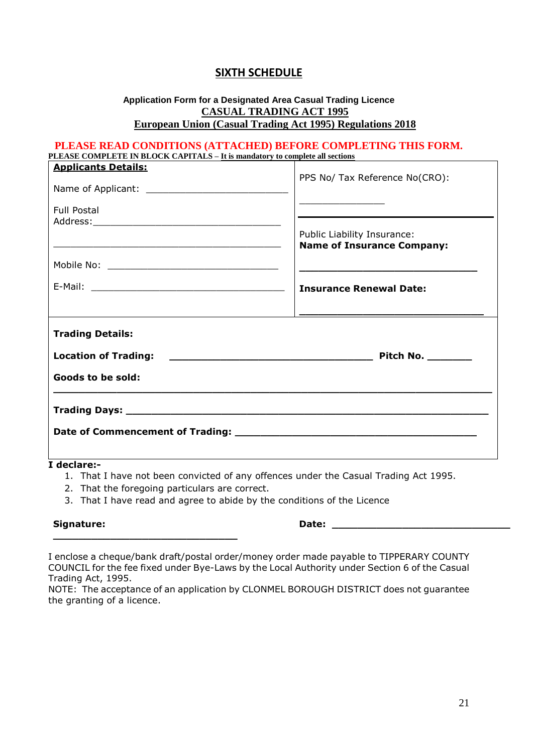## SIXTH SCHEDULE

**Application Form for a Designated Area Casual Trading Licence**
**CASUAL TRADING ACT 1995**
**European Union (Casual Trading Act 1995) Regulations 2018**

**PLEASE READ CONDITIONS (ATTACHED) BEFORE COMPLETING THIS FORM.**
**PLEASE COMPLETE IN BLOCK CAPITALS – It is mandatory to complete all sections**

| | |
|---|---|
| **Applicants Details:**<br><br>Name of Applicant: ___________________________<br><br>Full Postal Address: ____________________________________<br><br>____________________________________________<br><br>Mobile No: ________________________________<br><br>E-Mail: _____________________________________ | PPS No/ Tax Reference No(CRO):<br><br>________________<br><br>Public Liability Insurance:<br>**Name of Insurance Company:**<br><br>________________________________<br><br>**Insurance Renewal Date:**<br><br>________________________________ |

**Trading Details:**

**Location of Trading:** ____________________________________ **Pitch No.** ________

**Goods to be sold:**

______________________________________________________________________

**Trading Days:** _______________________________________________________________

**Date of Commencement of Trading:** ___________________________________________

**I declare:-**

1. That I have not been convicted of any offences under the Casual Trading Act 1995.
2. That the foregoing particulars are correct.
3. That I have read and agree to abide by the conditions of the Licence

**Signature:** _________________________________ **Date:** ________________________________

I enclose a cheque/bank draft/postal order/money order made payable to TIPPERARY COUNTY COUNCIL for the fee fixed under Bye-Laws by the Local Authority under Section 6 of the Casual Trading Act, 1995.
NOTE: The acceptance of an application by CLONMEL BOROUGH DISTRICT does not guarantee the granting of a licence.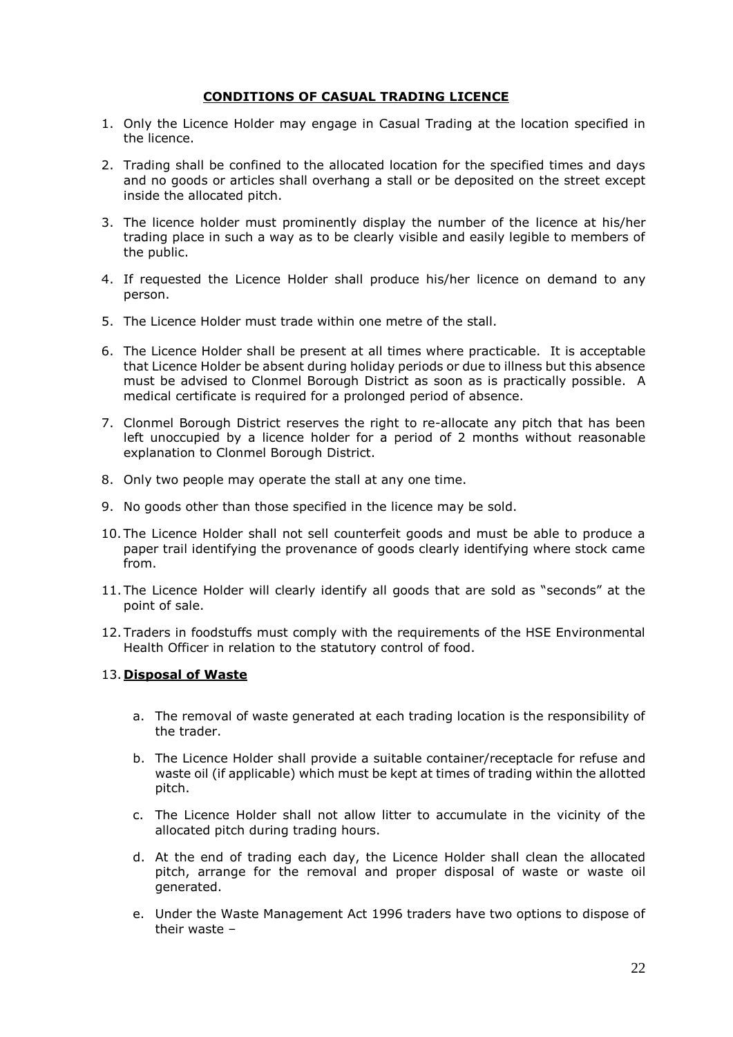## CONDITIONS OF CASUAL TRADING LICENCE

1. Only the Licence Holder may engage in Casual Trading at the location specified in the licence.
2. Trading shall be confined to the allocated location for the specified times and days and no goods or articles shall overhang a stall or be deposited on the street except inside the allocated pitch.
3. The licence holder must prominently display the number of the licence at his/her trading place in such a way as to be clearly visible and easily legible to members of the public.
4. If requested the Licence Holder shall produce his/her licence on demand to any person.
5. The Licence Holder must trade within one metre of the stall.
6. The Licence Holder shall be present at all times where practicable. It is acceptable that Licence Holder be absent during holiday periods or due to illness but this absence must be advised to Clonmel Borough District as soon as is practically possible. A medical certificate is required for a prolonged period of absence.
7. Clonmel Borough District reserves the right to re-allocate any pitch that has been left unoccupied by a licence holder for a period of 2 months without reasonable explanation to Clonmel Borough District.
8. Only two people may operate the stall at any one time.
9. No goods other than those specified in the licence may be sold.
10. The Licence Holder shall not sell counterfeit goods and must be able to produce a paper trail identifying the provenance of goods clearly identifying where stock came from.
11. The Licence Holder will clearly identify all goods that are sold as "seconds" at the point of sale.
12. Traders in foodstuffs must comply with the requirements of the HSE Environmental Health Officer in relation to the statutory control of food.
13. **Disposal of Waste**
    a. The removal of waste generated at each trading location is the responsibility of the trader.
    b. The Licence Holder shall provide a suitable container/receptacle for refuse and waste oil (if applicable) which must be kept at times of trading within the allotted pitch.
    c. The Licence Holder shall not allow litter to accumulate in the vicinity of the allocated pitch during trading hours.
    d. At the end of trading each day, the Licence Holder shall clean the allocated pitch, arrange for the removal and proper disposal of waste or waste oil generated.
    e. Under the Waste Management Act 1996 traders have two options to dispose of their waste –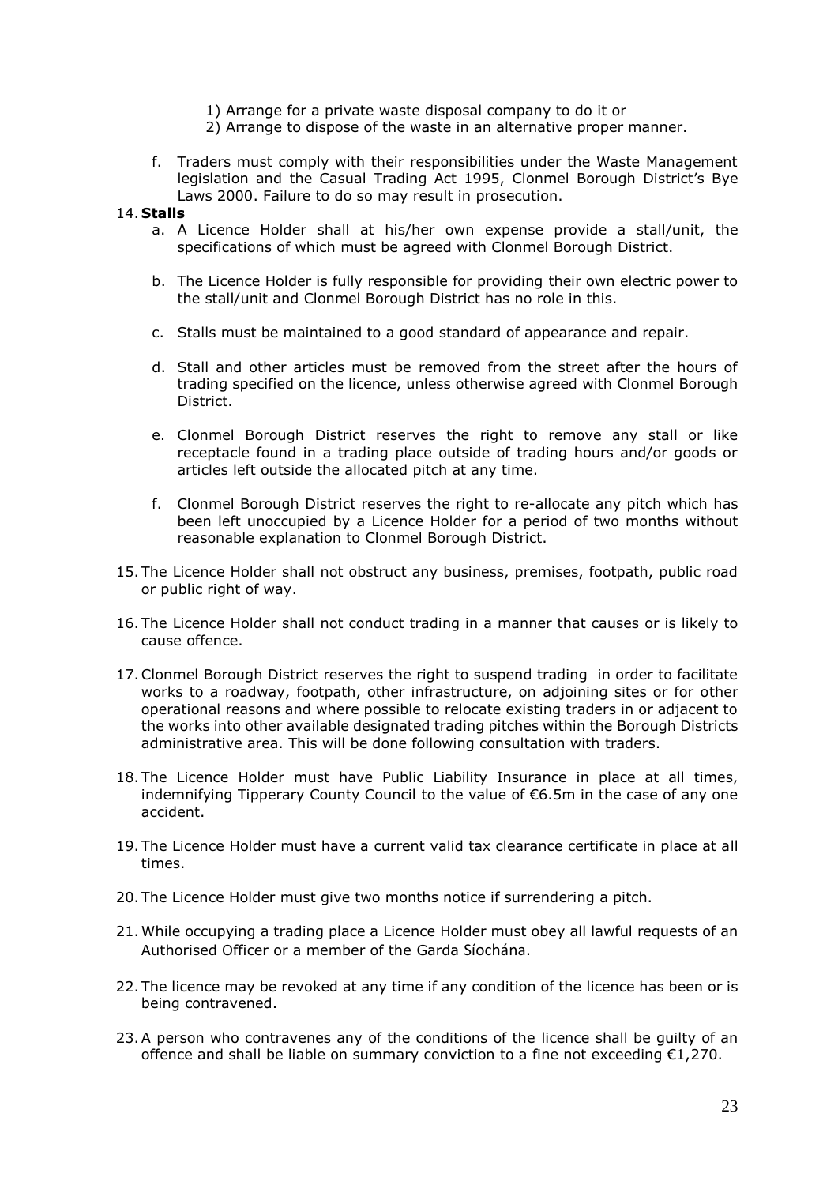1) Arrange for a private waste disposal company to do it or
   2) Arrange to dispose of the waste in an alternative proper manner.

f. Traders must comply with their responsibilities under the Waste Management legislation and the Casual Trading Act 1995, Clonmel Borough District's Bye Laws 2000. Failure to do so may result in prosecution.

14. **Stalls**

   a. A Licence Holder shall at his/her own expense provide a stall/unit, the specifications of which must be agreed with Clonmel Borough District.

   b. The Licence Holder is fully responsible for providing their own electric power to the stall/unit and Clonmel Borough District has no role in this.

   c. Stalls must be maintained to a good standard of appearance and repair.

   d. Stall and other articles must be removed from the street after the hours of trading specified on the licence, unless otherwise agreed with Clonmel Borough District.

   e. Clonmel Borough District reserves the right to remove any stall or like receptacle found in a trading place outside of trading hours and/or goods or articles left outside the allocated pitch at any time.

   f. Clonmel Borough District reserves the right to re-allocate any pitch which has been left unoccupied by a Licence Holder for a period of two months without reasonable explanation to Clonmel Borough District.

15. The Licence Holder shall not obstruct any business, premises, footpath, public road or public right of way.

16. The Licence Holder shall not conduct trading in a manner that causes or is likely to cause offence.

17. Clonmel Borough District reserves the right to suspend trading in order to facilitate works to a roadway, footpath, other infrastructure, on adjoining sites or for other operational reasons and where possible to relocate existing traders in or adjacent to the works into other available designated trading pitches within the Borough Districts administrative area. This will be done following consultation with traders.

18. The Licence Holder must have Public Liability Insurance in place at all times, indemnifying Tipperary County Council to the value of €6.5m in the case of any one accident.

19. The Licence Holder must have a current valid tax clearance certificate in place at all times.

20. The Licence Holder must give two months notice if surrendering a pitch.

21. While occupying a trading place a Licence Holder must obey all lawful requests of an Authorised Officer or a member of the Garda Síochána.

22. The licence may be revoked at any time if any condition of the licence has been or is being contravened.

23. A person who contravenes any of the conditions of the licence shall be guilty of an offence and shall be liable on summary conviction to a fine not exceeding €1,270.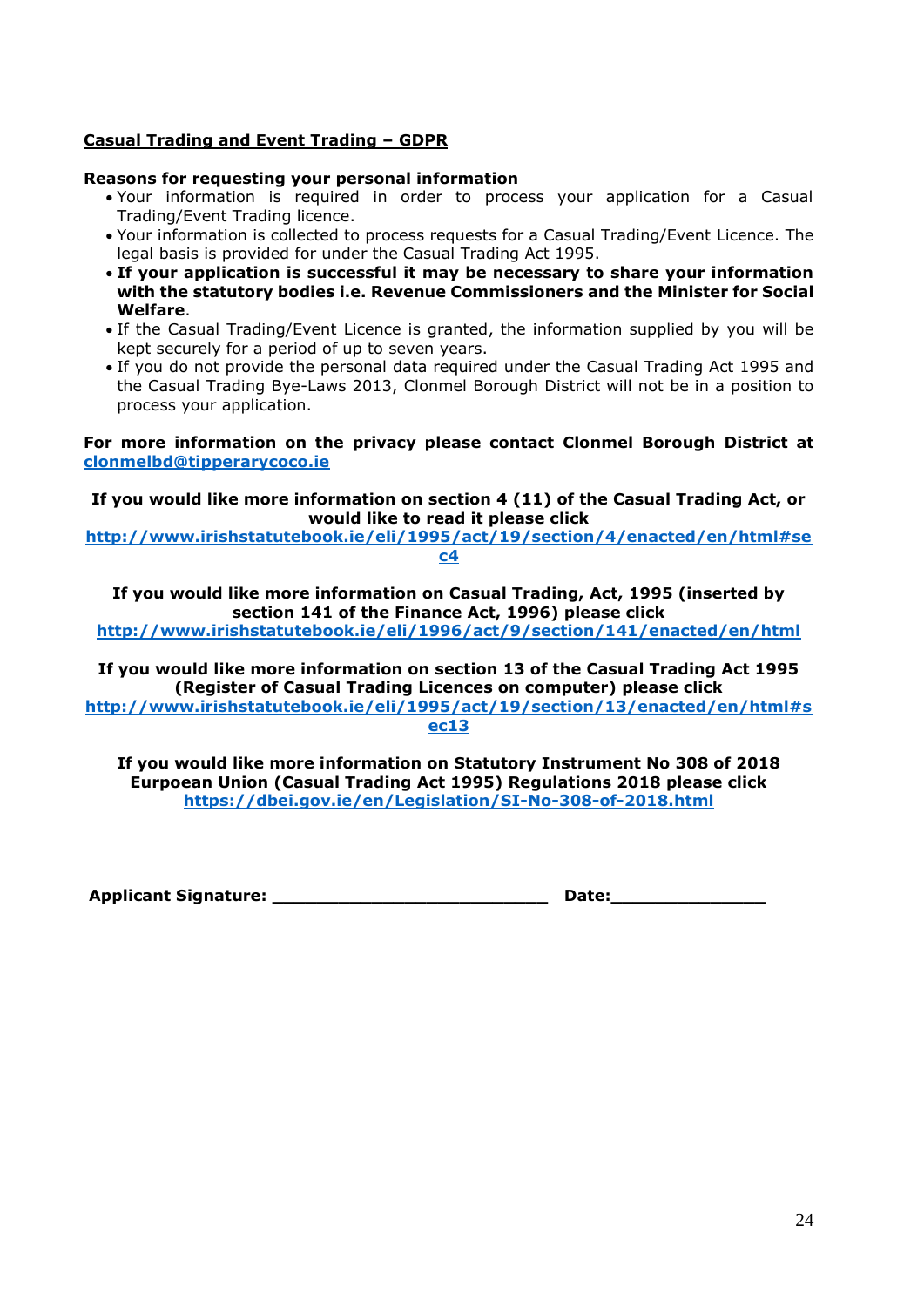**<u>Casual Trading and Event Trading – GDPR</u>**

**Reasons for requesting your personal information**

- Your information is required in order to process your application for a Casual Trading/Event Trading licence.
- Your information is collected to process requests for a Casual Trading/Event Licence. The legal basis is provided for under the Casual Trading Act 1995.
- **If your application is successful it may be necessary to share your information with the statutory bodies i.e. Revenue Commissioners and the Minister for Social Welfare**.
- If the Casual Trading/Event Licence is granted, the information supplied by you will be kept securely for a period of up to seven years.
- If you do not provide the personal data required under the Casual Trading Act 1995 and the Casual Trading Bye-Laws 2013, Clonmel Borough District will not be in a position to process your application.

**For more information on the privacy please contact Clonmel Borough District at [clonmelbd@tipperarycoco.ie](mailto:clonmelbd@tipperarycoco.ie)**

**If you would like more information on section 4 (11) of the Casual Trading Act, or would like to read it please click**
**http://www.irishstatutebook.ie/eli/1995/act/19/section/4/enacted/en/html#sec4**

**If you would like more information on Casual Trading, Act, 1995 (inserted by section 141 of the Finance Act, 1996) please click**
**http://www.irishstatutebook.ie/eli/1996/act/9/section/141/enacted/en/html**

**If you would like more information on section 13 of the Casual Trading Act 1995 (Register of Casual Trading Licences on computer) please click**
**http://www.irishstatutebook.ie/eli/1995/act/19/section/13/enacted/en/html#sec13**

**If you would like more information on Statutory Instrument No 308 of 2018 Eurpoean Union (Casual Trading Act 1995) Regulations 2018 please click**
**https://dbei.gov.ie/en/Legislation/SI-No-308-of-2018.html**

**Applicant Signature: ___________________________ Date:_______________**